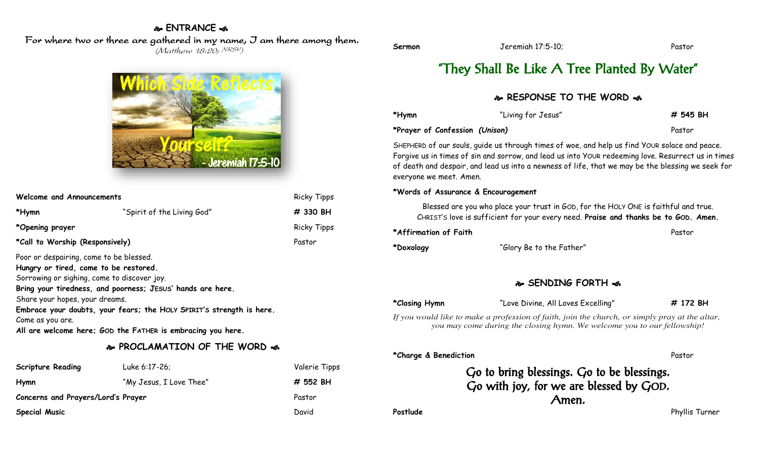## ❧ ENTRANCE ☙

For where two or three are gathered in my name, I am there among them.
*(Matthew 18:20; NRSV)*

Which Side Reflects Yourself? - Jeremiah 17:5-10

| | | |
|---|---|---|
| **Welcome and Announcements** | | Ricky Tipps |
| ***Hymn** | "Spirit of the Living God" | **# 330 BH** |
| ***Opening prayer** | | Ricky Tipps |
| ***Call to Worship (Responsively)** | | Pastor |

Poor or despairing, come to be blessed.
**Hungry or tired, come to be restored.**
Sorrowing or sighing, come to discover joy.
**Bring your tiredness, and poorness; JESUS' hands are here.**
Share your hopes, your dreams.
**Embrace your doubts, your fears; the HOLY SPIRIT'S strength is here.**
Come as you are.
**All are welcome here; GOD the FATHER is embracing you here.**

## ❧ PROCLAMATION OF THE WORD ☙

| | | |
|---|---|---|
| **Scripture Reading** | Luke 6:17-26; | Valerie Tipps |
| **Hymn** | "My Jesus, I Love Thee" | **# 552 BH** |
| **Concerns and Prayers/Lord's Prayer** | | Pastor |
| **Special Music** | | David |
| **Sermon** | Jeremiah 17:5-10; | Pastor |

### "They Shall Be Like A Tree Planted By Water"

## ❧ RESPONSE TO THE WORD ☙

| | | |
|---|---|---|
| ***Hymn** | "Living for Jesus" | **# 545 BH** |
| ***Prayer of Confession (Unison)** | | Pastor |

SHEPHERD of our souls, guide us through times of woe, and help us find YOUR solace and peace. Forgive us in times of sin and sorrow, and lead us into YOUR redeeming love. Resurrect us in times of death and despair, and lead us into a newness of life, that we may be the blessing we seek for everyone we meet. Amen.

***Words of Assurance & Encouragement**

Blessed are you who place your trust in GOD, for the HOLY ONE is faithful and true. CHRIST'S love is sufficient for your every need. **Praise and thanks be to GOD. Amen.**

| | | |
|---|---|---|
| ***Affirmation of Faith** | | Pastor |
| ***Doxology** | "Glory Be to the Father" | |

## ❧ SENDING FORTH ☙

| | | |
|---|---|---|
| ***Closing Hymn** | "Love Divine, All Loves Excelling" | **# 172 BH** |

*If you would like to make a profession of faith, join the church, or simply pray at the altar, you may come during the closing hymn. We welcome you to our fellowship!*

| | | |
|---|---|---|
| ***Charge & Benediction** | | Pastor |

Go to bring blessings. Go to be blessings.
Go with joy, for we are blessed by GOD.
Amen.

| | | |
|---|---|---|
| **Postlude** | | Phyllis Turner |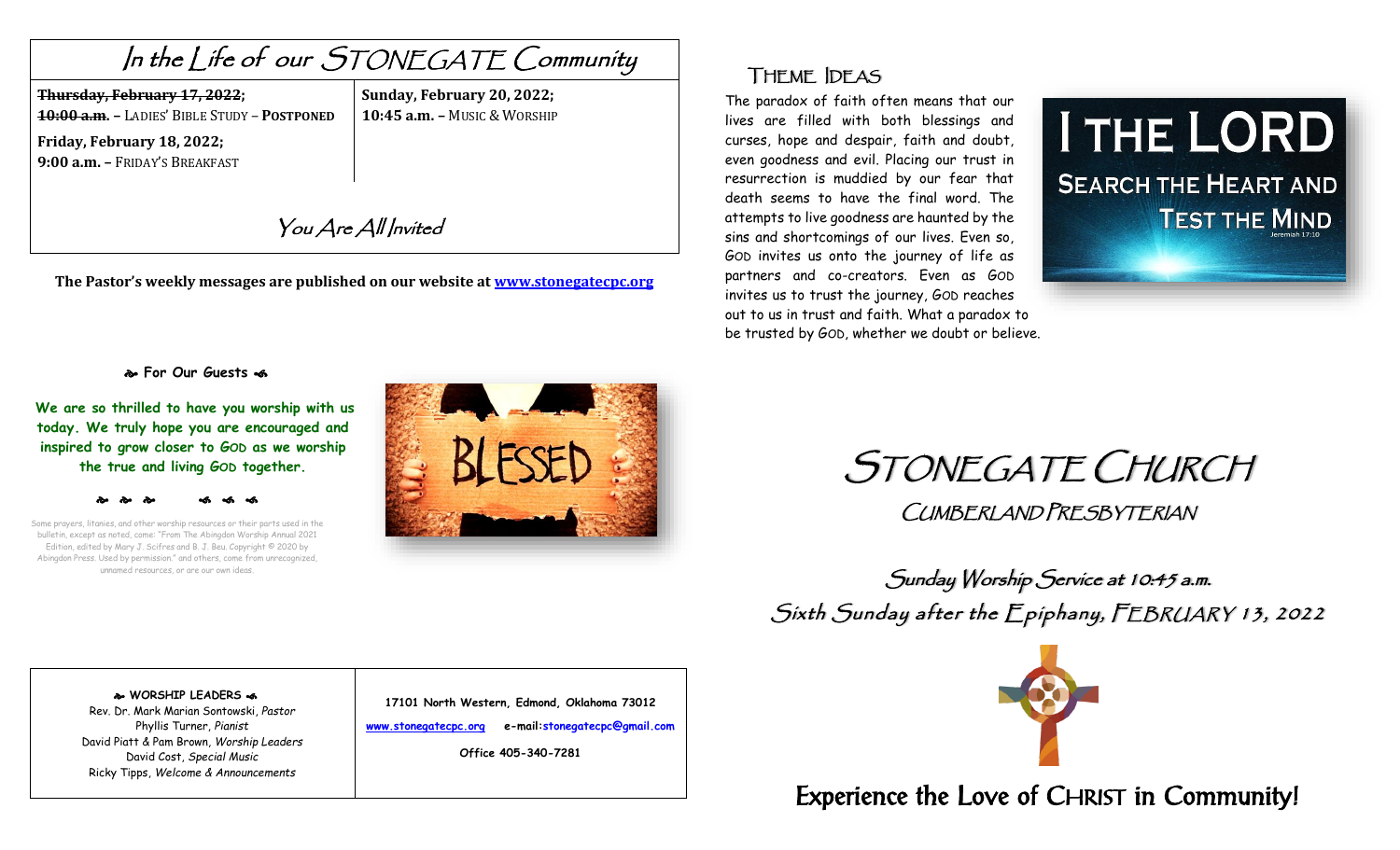# In the Life of our STONEGATE Community

~~**Thursday, February 17, 2022;**~~
~~**10:00 a.m.**~~ **–** LADIES' BIBLE STUDY – **POSTPONED**

**Friday, February 18, 2022;**
**9:00 a.m. –** FRIDAY'S BREAKFAST

**Sunday, February 20, 2022;**
**10:45 a.m. –** MUSIC & WORSHIP

*You Are All Invited*

**The Pastor's weekly messages are published on our website at [www.stonegatecpc.org](http://www.stonegatecpc.org)**

## ❧ For Our Guests ☙

**We are so thrilled to have you worship with us today. We truly hope you are encouraged and inspired to grow closer to GOD as we worship the true and living GOD together.**

❧ ❧ ❧ ☙ ☙ ☙

Some prayers, litanies, and other worship resources or their parts used in the bulletin, except as noted, come: "From The Abingdon Worship Annual 2021 Edition, edited by Mary J. Scifres and B. J. Beu. Copyright © 2020 by Abingdon Press. Used by permission." and others, come from unrecognized, unnamed resources, or are our own ideas.

BLESSED

**❧ WORSHIP LEADERS ☙**
Rev. Dr. Mark Marian Sontowski, *Pastor*
Phyllis Turner, *Pianist*
David Piatt & Pam Brown, *Worship Leaders*
David Cost, *Special Music*
Ricky Tipps, *Welcome & Announcements*

**17101 North Western, Edmond, Oklahoma 73012**

**[www.stonegatecpc.org](http://www.stonegatecpc.org) e-mail:stonegatecpc@gmail.com**

**Office 405-340-7281**

## THEME IDEAS

The paradox of faith often means that our lives are filled with both blessings and curses, hope and despair, faith and doubt, even goodness and evil. Placing our trust in resurrection is muddied by our fear that death seems to have the final word. The attempts to live goodness are haunted by the sins and shortcomings of our lives. Even so, GOD invites us onto the journey of life as partners and co-creators. Even as GOD invites us to trust the journey, GOD reaches out to us in trust and faith. What a paradox to be trusted by GOD, whether we doubt or believe.

I THE LORD SEARCH THE HEART AND TEST THE MIND
Jeremiah 17:10

# STONEGATE CHURCH

## CUMBERLAND PRESBYTERIAN

*Sunday Worship Service at 10:45 a.m.*
*Sixth Sunday after the Epiphany, FEBRUARY 13, 2022*

**Experience the Love of CHRIST in Community!**